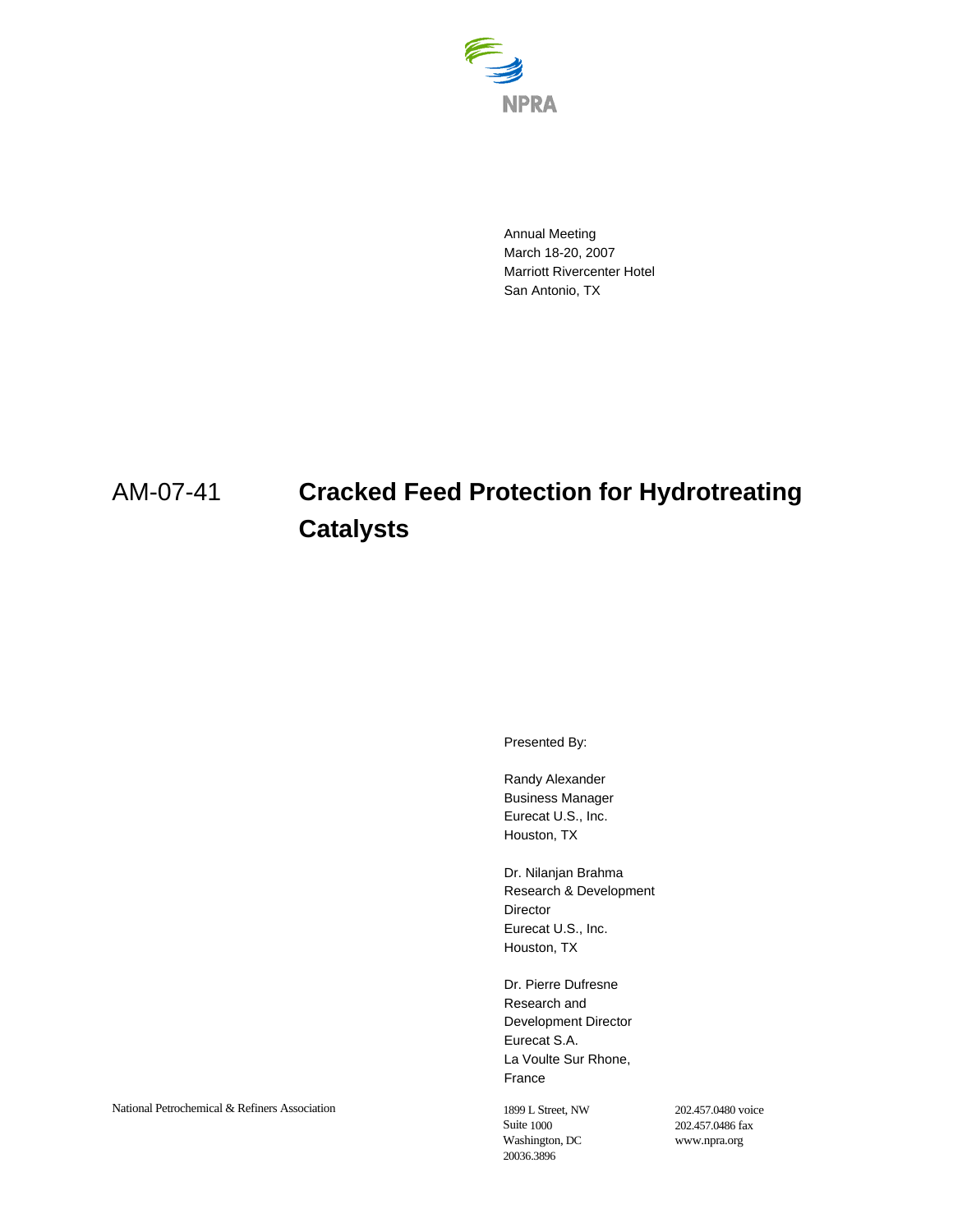NPRA

Annual Meeting
March 18-20, 2007
Marriott Rivercenter Hotel
San Antonio, TX

# AM-07-41 Cracked Feed Protection for Hydrotreating Catalysts

Presented By:

Randy Alexander
Business Manager
Eurecat U.S., Inc.
Houston, TX

Dr. Nilanjan Brahma
Research & Development
Director
Eurecat U.S., Inc.
Houston, TX

Dr. Pierre Dufresne
Research and
Development Director
Eurecat S.A.
La Voulte Sur Rhone,
France

National Petrochemical & Refiners Association

1899 L Street, NW
Suite 1000
Washington, DC
20036.3896

202.457.0480 voice
202.457.0486 fax
www.npra.org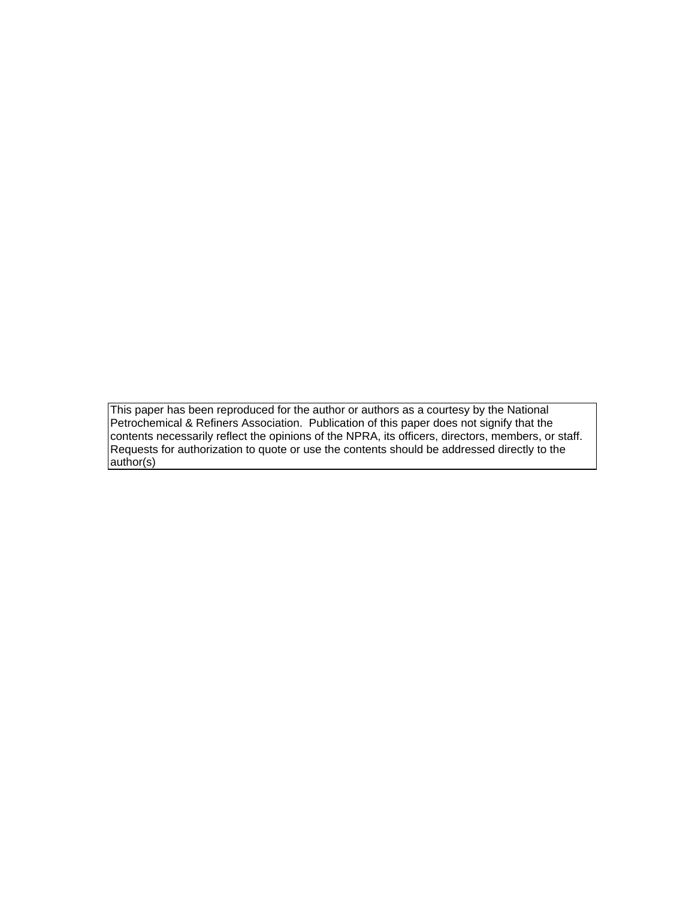This paper has been reproduced for the author or authors as a courtesy by the National Petrochemical & Refiners Association. Publication of this paper does not signify that the contents necessarily reflect the opinions of the NPRA, its officers, directors, members, or staff. Requests for authorization to quote or use the contents should be addressed directly to the author(s)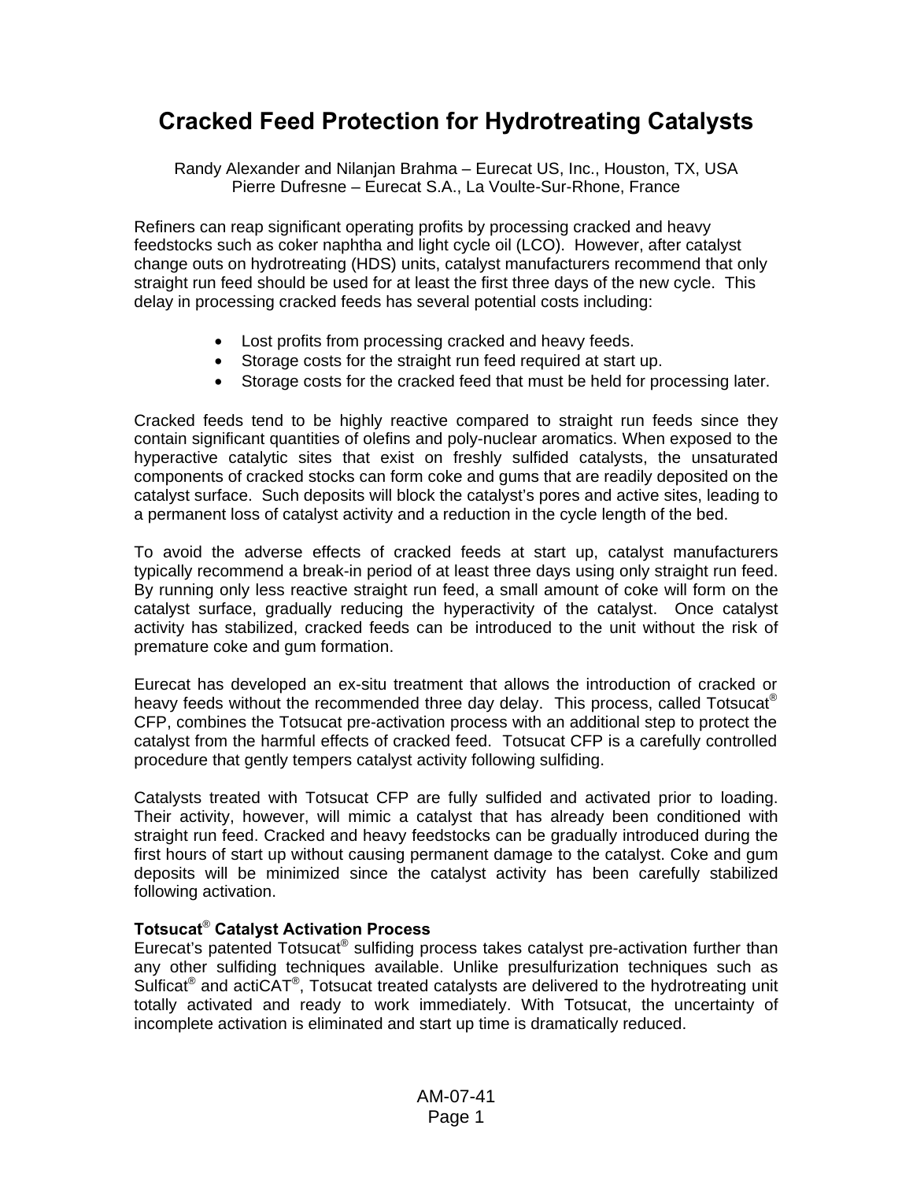# Cracked Feed Protection for Hydrotreating Catalysts

Randy Alexander and Nilanjan Brahma – Eurecat US, Inc., Houston, TX, USA
Pierre Dufresne – Eurecat S.A., La Voulte-Sur-Rhone, France

Refiners can reap significant operating profits by processing cracked and heavy feedstocks such as coker naphtha and light cycle oil (LCO). However, after catalyst change outs on hydrotreating (HDS) units, catalyst manufacturers recommend that only straight run feed should be used for at least the first three days of the new cycle. This delay in processing cracked feeds has several potential costs including:

- Lost profits from processing cracked and heavy feeds.
- Storage costs for the straight run feed required at start up.
- Storage costs for the cracked feed that must be held for processing later.

Cracked feeds tend to be highly reactive compared to straight run feeds since they contain significant quantities of olefins and poly-nuclear aromatics. When exposed to the hyperactive catalytic sites that exist on freshly sulfided catalysts, the unsaturated components of cracked stocks can form coke and gums that are readily deposited on the catalyst surface. Such deposits will block the catalyst's pores and active sites, leading to a permanent loss of catalyst activity and a reduction in the cycle length of the bed.

To avoid the adverse effects of cracked feeds at start up, catalyst manufacturers typically recommend a break-in period of at least three days using only straight run feed. By running only less reactive straight run feed, a small amount of coke will form on the catalyst surface, gradually reducing the hyperactivity of the catalyst. Once catalyst activity has stabilized, cracked feeds can be introduced to the unit without the risk of premature coke and gum formation.

Eurecat has developed an ex-situ treatment that allows the introduction of cracked or heavy feeds without the recommended three day delay. This process, called Totsucat® CFP, combines the Totsucat pre-activation process with an additional step to protect the catalyst from the harmful effects of cracked feed. Totsucat CFP is a carefully controlled procedure that gently tempers catalyst activity following sulfiding.

Catalysts treated with Totsucat CFP are fully sulfided and activated prior to loading. Their activity, however, will mimic a catalyst that has already been conditioned with straight run feed. Cracked and heavy feedstocks can be gradually introduced during the first hours of start up without causing permanent damage to the catalyst. Coke and gum deposits will be minimized since the catalyst activity has been carefully stabilized following activation.

**Totsucat® Catalyst Activation Process**

Eurecat's patented Totsucat® sulfiding process takes catalyst pre-activation further than any other sulfiding techniques available. Unlike presulfurization techniques such as Sulficat® and actiCAT®, Totsucat treated catalysts are delivered to the hydrotreating unit totally activated and ready to work immediately. With Totsucat, the uncertainty of incomplete activation is eliminated and start up time is dramatically reduced.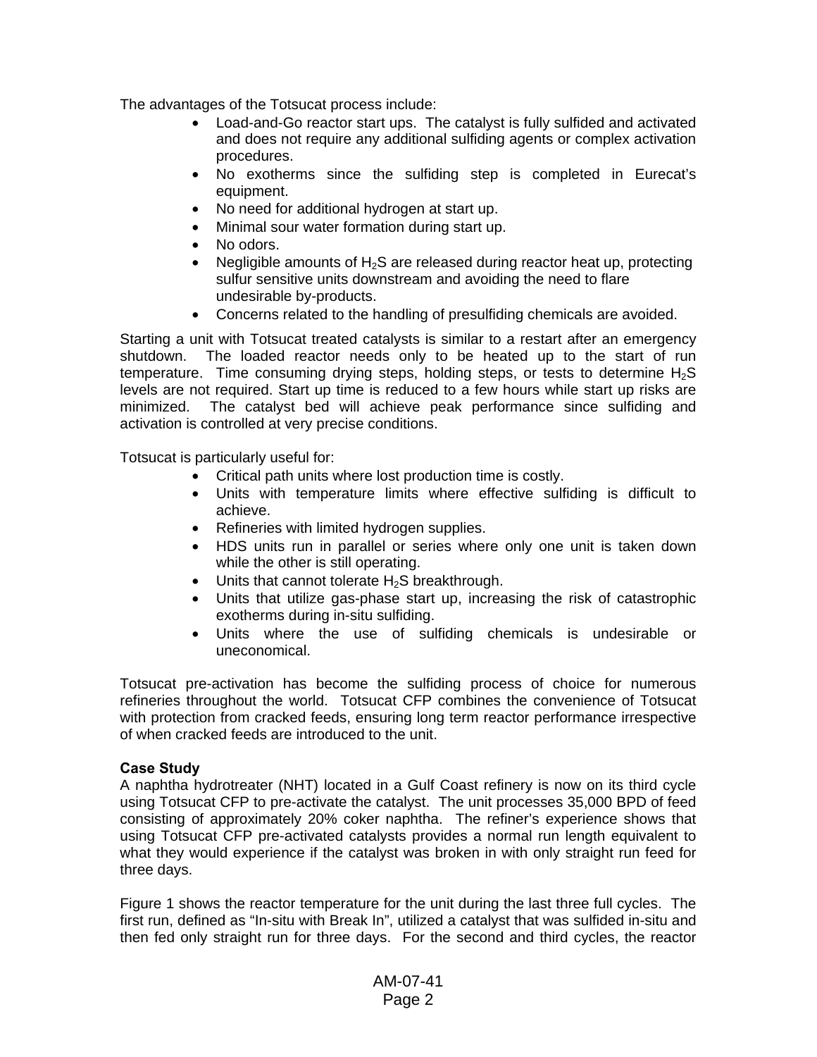The advantages of the Totsucat process include:

- Load-and-Go reactor start ups. The catalyst is fully sulfided and activated and does not require any additional sulfiding agents or complex activation procedures.
- No exotherms since the sulfiding step is completed in Eurecat's equipment.
- No need for additional hydrogen at start up.
- Minimal sour water formation during start up.
- No odors.
- Negligible amounts of $H_2S$ are released during reactor heat up, protecting sulfur sensitive units downstream and avoiding the need to flare undesirable by-products.
- Concerns related to the handling of presulfiding chemicals are avoided.

Starting a unit with Totsucat treated catalysts is similar to a restart after an emergency shutdown. The loaded reactor needs only to be heated up to the start of run temperature. Time consuming drying steps, holding steps, or tests to determine $H_2S$ levels are not required. Start up time is reduced to a few hours while start up risks are minimized. The catalyst bed will achieve peak performance since sulfiding and activation is controlled at very precise conditions.

Totsucat is particularly useful for:

- Critical path units where lost production time is costly.
- Units with temperature limits where effective sulfiding is difficult to achieve.
- Refineries with limited hydrogen supplies.
- HDS units run in parallel or series where only one unit is taken down while the other is still operating.
- Units that cannot tolerate $H_2S$ breakthrough.
- Units that utilize gas-phase start up, increasing the risk of catastrophic exotherms during in-situ sulfiding.
- Units where the use of sulfiding chemicals is undesirable or uneconomical.

Totsucat pre-activation has become the sulfiding process of choice for numerous refineries throughout the world. Totsucat CFP combines the convenience of Totsucat with protection from cracked feeds, ensuring long term reactor performance irrespective of when cracked feeds are introduced to the unit.

**Case Study**

A naphtha hydrotreater (NHT) located in a Gulf Coast refinery is now on its third cycle using Totsucat CFP to pre-activate the catalyst. The unit processes 35,000 BPD of feed consisting of approximately 20% coker naphtha. The refiner's experience shows that using Totsucat CFP pre-activated catalysts provides a normal run length equivalent to what they would experience if the catalyst was broken in with only straight run feed for three days.

Figure 1 shows the reactor temperature for the unit during the last three full cycles. The first run, defined as "In-situ with Break In", utilized a catalyst that was sulfided in-situ and then fed only straight run for three days. For the second and third cycles, the reactor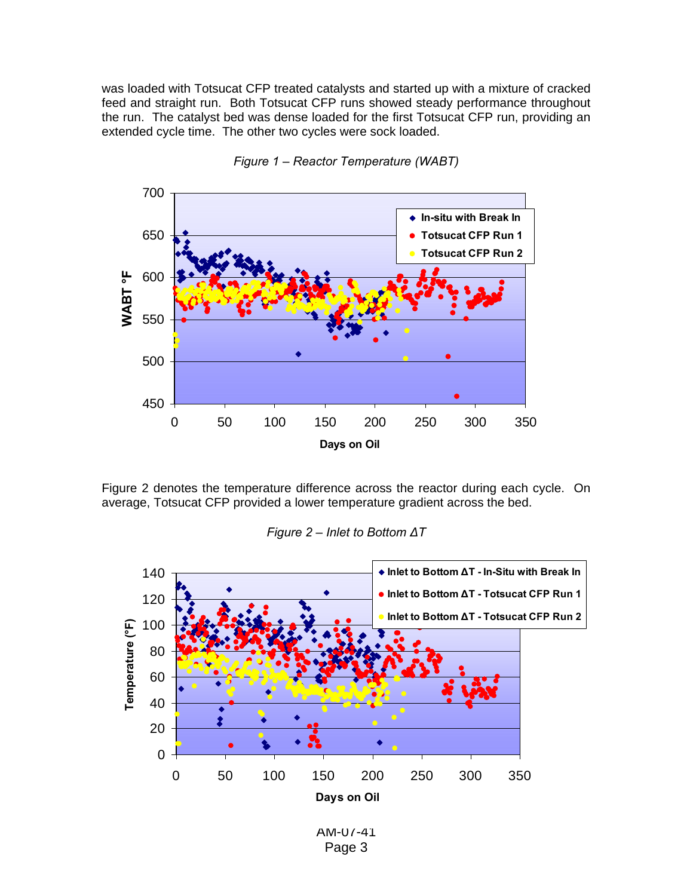was loaded with Totsucat CFP treated catalysts and started up with a mixture of cracked feed and straight run. Both Totsucat CFP runs showed steady performance throughout the run. The catalyst bed was dense loaded for the first Totsucat CFP run, providing an extended cycle time. The other two cycles were sock loaded.

*Figure 1 – Reactor Temperature (WABT)*

Figure 2 denotes the temperature difference across the reactor during each cycle. On average, Totsucat CFP provided a lower temperature gradient across the bed.

*Figure 2 – Inlet to Bottom ΔT*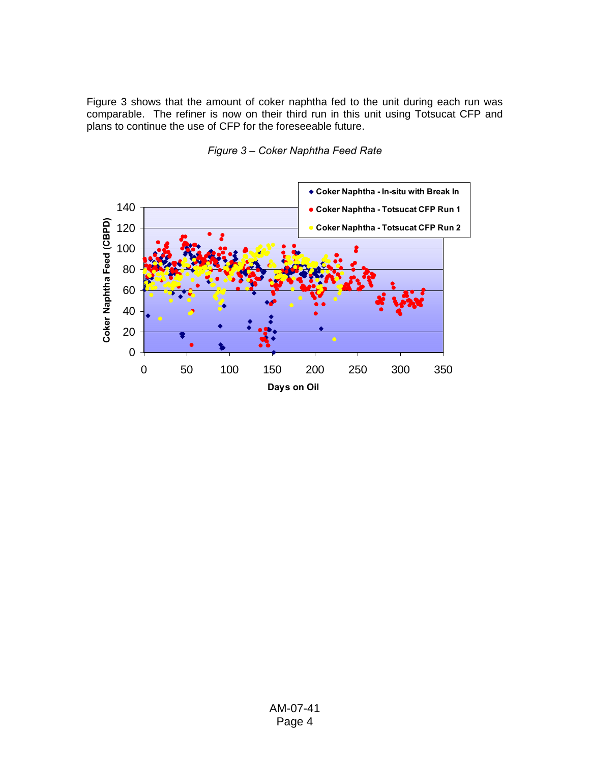Figure 3 shows that the amount of coker naphtha fed to the unit during each run was comparable. The refiner is now on their third run in this unit using Totsucat CFP and plans to continue the use of CFP for the foreseeable future.

*Figure 3 – Coker Naphtha Feed Rate*

Coker Naphtha - In-situ with Break In
Coker Naphtha - Totsucat CFP Run 1
Coker Naphtha - Totsucat CFP Run 2

Coker Naphtha Feed (CBPD)

140
120
100
80
60
40
20
0

0 50 100 150 200 250 300 350

Days on Oil